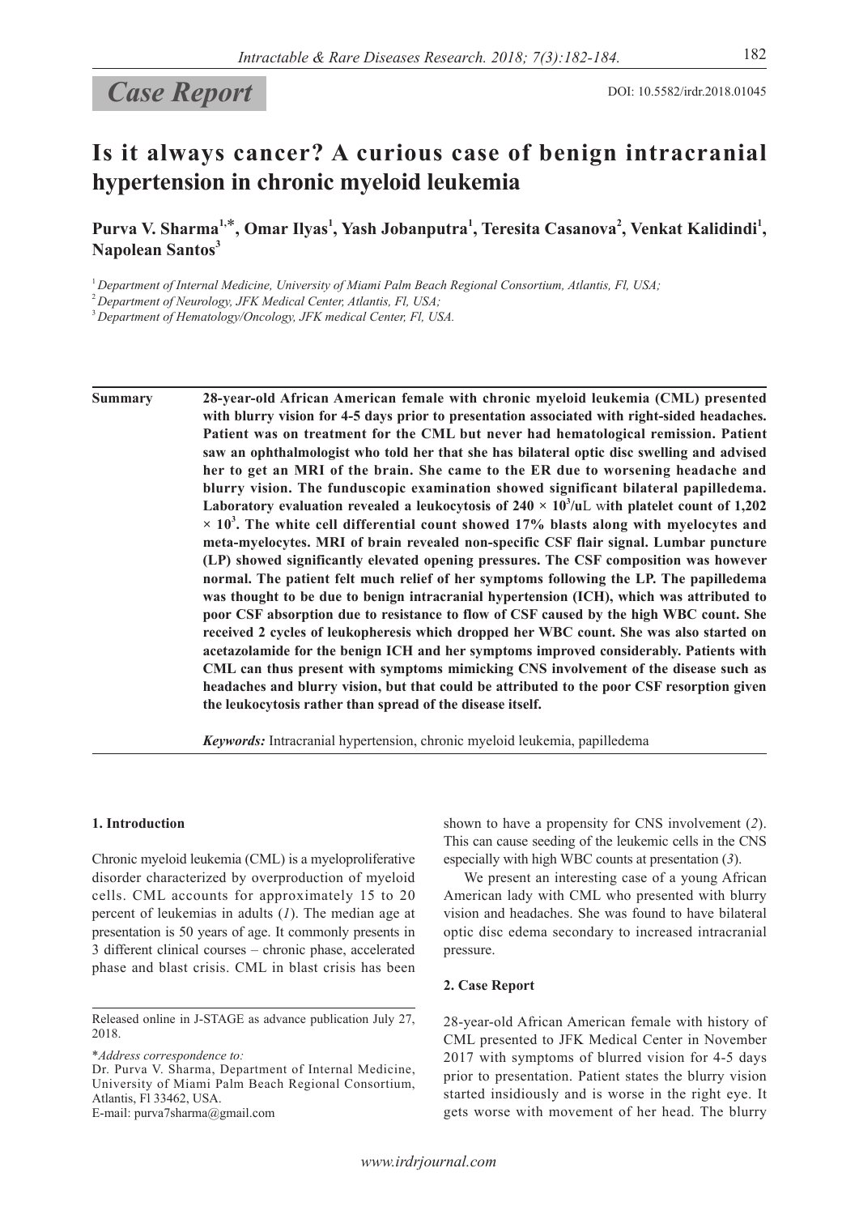Case Report

DOI: 10.5582/irdr.2018.01045

# Is it always cancer? A curious case of benign intracranial hypertension in chronic myeloid leukemia

**Purva V. Sharma[1,*], Omar Ilyas[1], Yash Jobanputra[1], Teresita Casanova[2], Venkat Kalidindi[1], Napolean Santos[3]**

[1] *Department of Internal Medicine, University of Miami Palm Beach Regional Consortium, Atlantis, Fl, USA;*
[2] *Department of Neurology, JFK Medical Center, Atlantis, Fl, USA;*
[3] *Department of Hematology/Oncology, JFK medical Center, Fl, USA.*

**Summary** **28-year-old African American female with chronic myeloid leukemia (CML) presented with blurry vision for 4-5 days prior to presentation associated with right-sided headaches. Patient was on treatment for the CML but never had hematological remission. Patient saw an ophthalmologist who told her that she has bilateral optic disc swelling and advised her to get an MRI of the brain. She came to the ER due to worsening headache and blurry vision. The funduscopic examination showed significant bilateral papilledema. Laboratory evaluation revealed a leukocytosis of $240 \times 10^3$/uL with platelet count of $1,202 \times 10^3$. The white cell differential count showed 17% blasts along with myelocytes and meta-myelocytes. MRI of brain revealed non-specific CSF flair signal. Lumbar puncture (LP) showed significantly elevated opening pressures. The CSF composition was however normal. The patient felt much relief of her symptoms following the LP. The papilledema was thought to be due to benign intracranial hypertension (ICH), which was attributed to poor CSF absorption due to resistance to flow of CSF caused by the high WBC count. She received 2 cycles of leukopheresis which dropped her WBC count. She was also started on acetazolamide for the benign ICH and her symptoms improved considerably. Patients with CML can thus present with symptoms mimicking CNS involvement of the disease such as headaches and blurry vision, but that could be attributed to the poor CSF resorption given the leukocytosis rather than spread of the disease itself.**

*Keywords:* Intracranial hypertension, chronic myeloid leukemia, papilledema

## 1. Introduction

Chronic myeloid leukemia (CML) is a myeloproliferative disorder characterized by overproduction of myeloid cells. CML accounts for approximately 15 to 20 percent of leukemias in adults (*1*). The median age at presentation is 50 years of age. It commonly presents in 3 different clinical courses – chronic phase, accelerated phase and blast crisis. CML in blast crisis has been shown to have a propensity for CNS involvement (*2*). This can cause seeding of the leukemic cells in the CNS especially with high WBC counts at presentation (*3*).

We present an interesting case of a young African American lady with CML who presented with blurry vision and headaches. She was found to have bilateral optic disc edema secondary to increased intracranial pressure.

## 2. Case Report

28-year-old African American female with history of CML presented to JFK Medical Center in November 2017 with symptoms of blurred vision for 4-5 days prior to presentation. Patient states the blurry vision started insidiously and is worse in the right eye. It gets worse with movement of her head. The blurry

Released online in J-STAGE as advance publication July 27, 2018.

\*Address correspondence to:
Dr. Purva V. Sharma, Department of Internal Medicine, University of Miami Palm Beach Regional Consortium, Atlantis, Fl 33462, USA.
E-mail: purva7sharma@gmail.com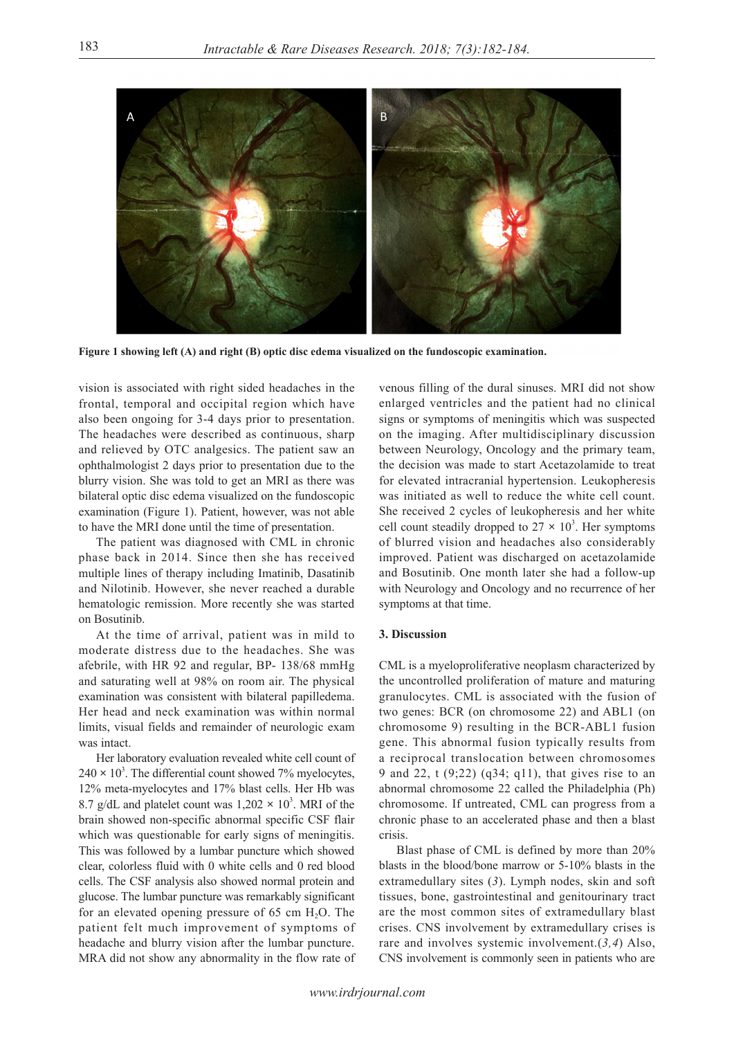**Figure 1 showing left (A) and right (B) optic disc edema visualized on the fundoscopic examination.**

vision is associated with right sided headaches in the frontal, temporal and occipital region which have also been ongoing for 3-4 days prior to presentation. The headaches were described as continuous, sharp and relieved by OTC analgesics. The patient saw an ophthalmologist 2 days prior to presentation due to the blurry vision. She was told to get an MRI as there was bilateral optic disc edema visualized on the fundoscopic examination (Figure 1). Patient, however, was not able to have the MRI done until the time of presentation.

The patient was diagnosed with CML in chronic phase back in 2014. Since then she has received multiple lines of therapy including Imatinib, Dasatinib and Nilotinib. However, she never reached a durable hematologic remission. More recently she was started on Bosutinib.

At the time of arrival, patient was in mild to moderate distress due to the headaches. She was afebrile, with HR 92 and regular, BP- 138/68 mmHg and saturating well at 98% on room air. The physical examination was consistent with bilateral papilledema. Her head and neck examination was within normal limits, visual fields and remainder of neurologic exam was intact.

Her laboratory evaluation revealed white cell count of $240 \times 10^3$. The differential count showed 7% myelocytes, 12% meta-myelocytes and 17% blast cells. Her Hb was 8.7 g/dL and platelet count was $1,202 \times 10^3$. MRI of the brain showed non-specific abnormal specific CSF flair which was questionable for early signs of meningitis. This was followed by a lumbar puncture which showed clear, colorless fluid with 0 white cells and 0 red blood cells. The CSF analysis also showed normal protein and glucose. The lumbar puncture was remarkably significant for an elevated opening pressure of 65 cm $H_2O$. The patient felt much improvement of symptoms of headache and blurry vision after the lumbar puncture. MRA did not show any abnormality in the flow rate of venous filling of the dural sinuses. MRI did not show enlarged ventricles and the patient had no clinical signs or symptoms of meningitis which was suspected on the imaging. After multidisciplinary discussion between Neurology, Oncology and the primary team, the decision was made to start Acetazolamide to treat for elevated intracranial hypertension. Leukopheresis was initiated as well to reduce the white cell count. She received 2 cycles of leukopheresis and her white cell count steadily dropped to $27 \times 10^3$. Her symptoms of blurred vision and headaches also considerably improved. Patient was discharged on acetazolamide and Bosutinib. One month later she had a follow-up with Neurology and Oncology and no recurrence of her symptoms at that time.

## 3. Discussion

CML is a myeloproliferative neoplasm characterized by the uncontrolled proliferation of mature and maturing granulocytes. CML is associated with the fusion of two genes: BCR (on chromosome 22) and ABL1 (on chromosome 9) resulting in the BCR-ABL1 fusion gene. This abnormal fusion typically results from a reciprocal translocation between chromosomes 9 and 22, t (9;22) (q34; q11), that gives rise to an abnormal chromosome 22 called the Philadelphia (Ph) chromosome. If untreated, CML can progress from a chronic phase to an accelerated phase and then a blast crisis.

Blast phase of CML is defined by more than 20% blasts in the blood/bone marrow or 5-10% blasts in the extramedullary sites (*3*). Lymph nodes, skin and soft tissues, bone, gastrointestinal and genitourinary tract are the most common sites of extramedullary blast crises. CNS involvement by extramedullary crises is rare and involves systemic involvement.(*3,4*) Also, CNS involvement is commonly seen in patients who are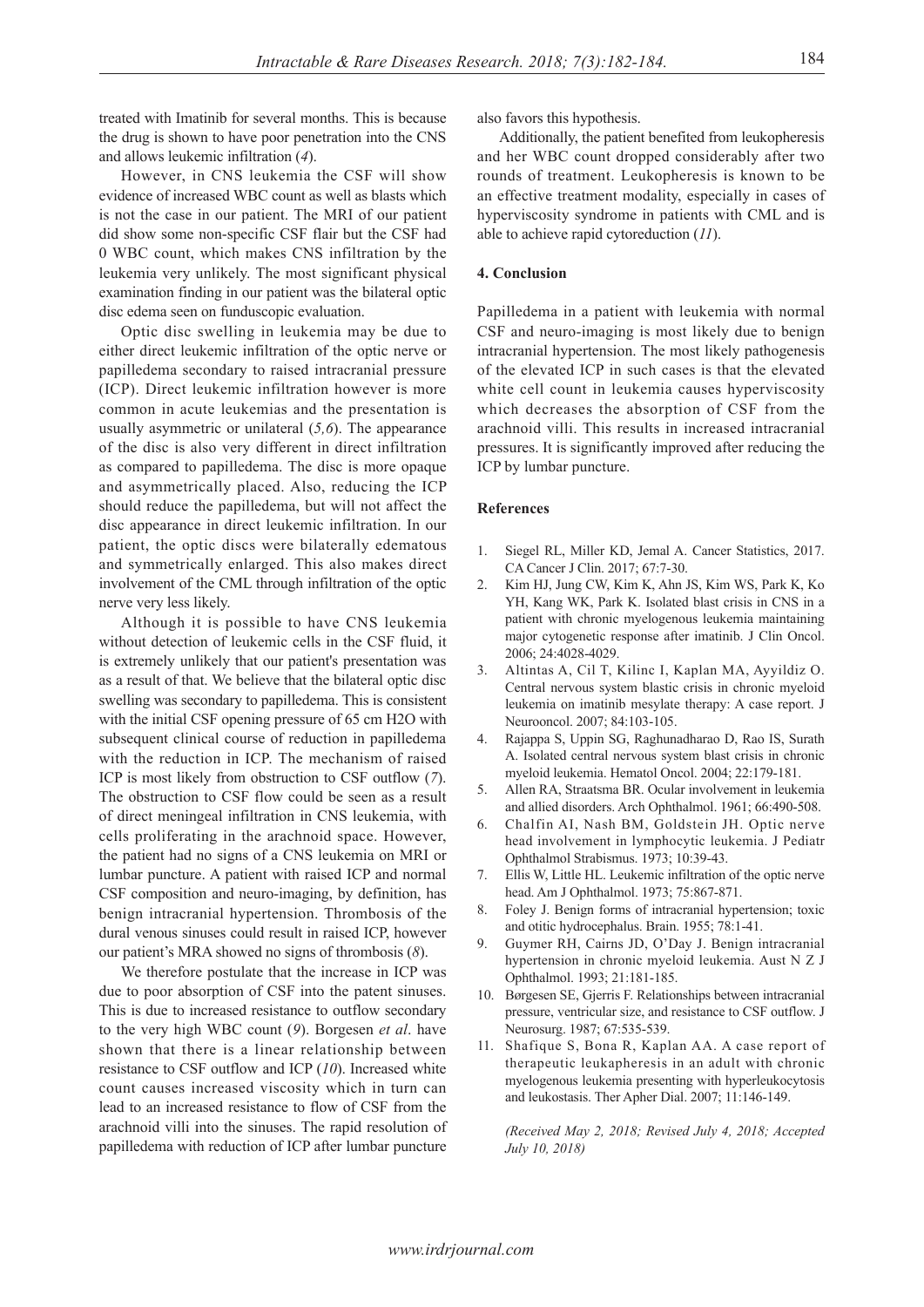treated with Imatinib for several months. This is because the drug is shown to have poor penetration into the CNS and allows leukemic infiltration (*4*).

However, in CNS leukemia the CSF will show evidence of increased WBC count as well as blasts which is not the case in our patient. The MRI of our patient did show some non-specific CSF flair but the CSF had 0 WBC count, which makes CNS infiltration by the leukemia very unlikely. The most significant physical examination finding in our patient was the bilateral optic disc edema seen on funduscopic evaluation.

Optic disc swelling in leukemia may be due to either direct leukemic infiltration of the optic nerve or papilledema secondary to raised intracranial pressure (ICP). Direct leukemic infiltration however is more common in acute leukemias and the presentation is usually asymmetric or unilateral (*5,6*). The appearance of the disc is also very different in direct infiltration as compared to papilledema. The disc is more opaque and asymmetrically placed. Also, reducing the ICP should reduce the papilledema, but will not affect the disc appearance in direct leukemic infiltration. In our patient, the optic discs were bilaterally edematous and symmetrically enlarged. This also makes direct involvement of the CML through infiltration of the optic nerve very less likely.

Although it is possible to have CNS leukemia without detection of leukemic cells in the CSF fluid, it is extremely unlikely that our patient's presentation was as a result of that. We believe that the bilateral optic disc swelling was secondary to papilledema. This is consistent with the initial CSF opening pressure of 65 cm H2O with subsequent clinical course of reduction in papilledema with the reduction in ICP. The mechanism of raised ICP is most likely from obstruction to CSF outflow (*7*). The obstruction to CSF flow could be seen as a result of direct meningeal infiltration in CNS leukemia, with cells proliferating in the arachnoid space. However, the patient had no signs of a CNS leukemia on MRI or lumbar puncture. A patient with raised ICP and normal CSF composition and neuro-imaging, by definition, has benign intracranial hypertension. Thrombosis of the dural venous sinuses could result in raised ICP, however our patient's MRA showed no signs of thrombosis (*8*).

We therefore postulate that the increase in ICP was due to poor absorption of CSF into the patent sinuses. This is due to increased resistance to outflow secondary to the very high WBC count (*9*). Borgesen *et al*. have shown that there is a linear relationship between resistance to CSF outflow and ICP (*10*). Increased white count causes increased viscosity which in turn can lead to an increased resistance to flow of CSF from the arachnoid villi into the sinuses. The rapid resolution of papilledema with reduction of ICP after lumbar puncture also favors this hypothesis.

Additionally, the patient benefited from leukopheresis and her WBC count dropped considerably after two rounds of treatment. Leukopheresis is known to be an effective treatment modality, especially in cases of hyperviscosity syndrome in patients with CML and is able to achieve rapid cytoreduction (*11*).

## 4. Conclusion

Papilledema in a patient with leukemia with normal CSF and neuro-imaging is most likely due to benign intracranial hypertension. The most likely pathogenesis of the elevated ICP in such cases is that the elevated white cell count in leukemia causes hyperviscosity which decreases the absorption of CSF from the arachnoid villi. This results in increased intracranial pressures. It is significantly improved after reducing the ICP by lumbar puncture.

## References

1. Siegel RL, Miller KD, Jemal A. Cancer Statistics, 2017. CA Cancer J Clin. 2017; 67:7-30.
2. Kim HJ, Jung CW, Kim K, Ahn JS, Kim WS, Park K, Ko YH, Kang WK, Park K. Isolated blast crisis in CNS in a patient with chronic myelogenous leukemia maintaining major cytogenetic response after imatinib. J Clin Oncol. 2006; 24:4028-4029.
3. Altintas A, Cil T, Kilinc I, Kaplan MA, Ayyildiz O. Central nervous system blastic crisis in chronic myeloid leukemia on imatinib mesylate therapy: A case report. J Neurooncol. 2007; 84:103-105.
4. Rajappa S, Uppin SG, Raghunadharao D, Rao IS, Surath A. Isolated central nervous system blast crisis in chronic myeloid leukemia. Hematol Oncol. 2004; 22:179-181.
5. Allen RA, Straatsma BR. Ocular involvement in leukemia and allied disorders. Arch Ophthalmol. 1961; 66:490-508.
6. Chalfin AI, Nash BM, Goldstein JH. Optic nerve head involvement in lymphocytic leukemia. J Pediatr Ophthalmol Strabismus. 1973; 10:39-43.
7. Ellis W, Little HL. Leukemic infiltration of the optic nerve head. Am J Ophthalmol. 1973; 75:867-871.
8. Foley J. Benign forms of intracranial hypertension; toxic and otitic hydrocephalus. Brain. 1955; 78:1-41.
9. Guymer RH, Cairns JD, O'Day J. Benign intracranial hypertension in chronic myeloid leukemia. Aust N Z J Ophthalmol. 1993; 21:181-185.
10. Børgesen SE, Gjerris F. Relationships between intracranial pressure, ventricular size, and resistance to CSF outflow. J Neurosurg. 1987; 67:535-539.
11. Shafique S, Bona R, Kaplan AA. A case report of therapeutic leukapheresis in an adult with chronic myelogenous leukemia presenting with hyperleukocytosis and leukostasis. Ther Apher Dial. 2007; 11:146-149.

*(Received May 2, 2018; Revised July 4, 2018; Accepted July 10, 2018)*